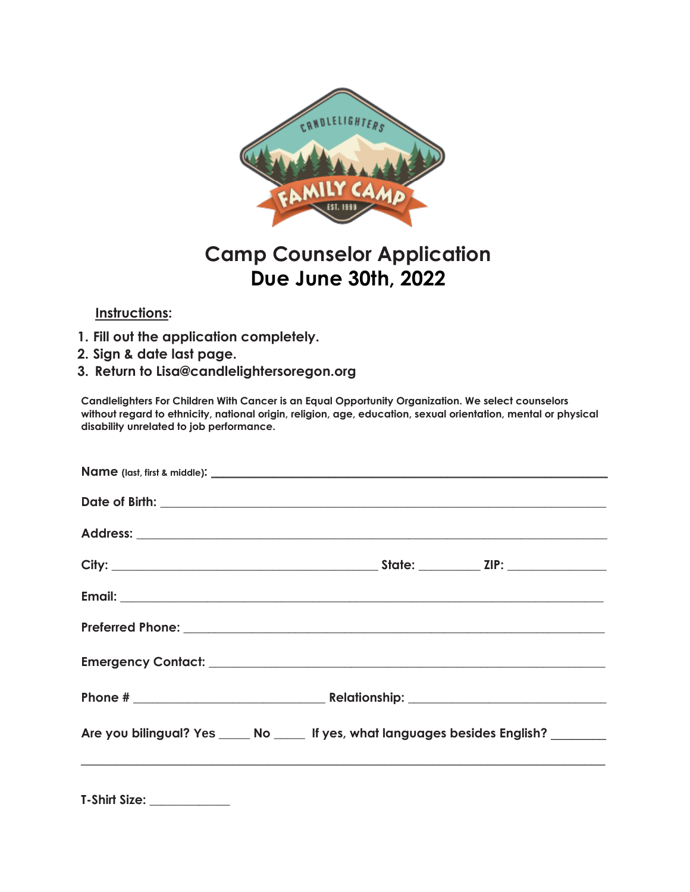# Camp Counselor Application
## Due June 30th, 2022

**Instructions:**

1. **Fill out the application completely.**
2. **Sign & date last page.**
3. **Return to Lisa@candlelightersoregon.org**

**Candlelighters For Children With Cancer is an Equal Opportunity Organization. We select counselors without regard to ethnicity, national origin, religion, age, education, sexual orientation, mental or physical disability unrelated to job performance.**

**Name** (last, first & middle): ____________________________________________

**Date of Birth:** ____________________________________________

**Address:** ____________________________________________

**City:** ______________________________ **State:** __________ **ZIP:** ______________

**Email:** ____________________________________________

**Preferred Phone:** ____________________________________________

**Emergency Contact:** ____________________________________________

**Phone #** ______________________________ **Relationship:** ______________________________

**Are you bilingual? Yes** _____ **No** _____ **If yes, what languages besides English?** ________

____________________________________________

**T-Shirt Size:** ____________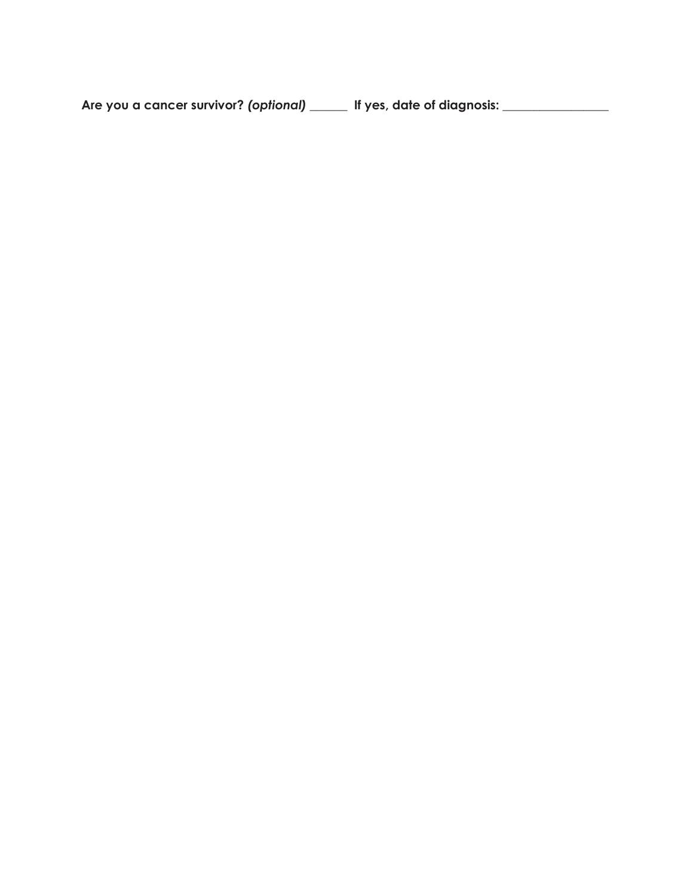**Are you a cancer survivor? *(optional)* ______ If yes, date of diagnosis: _________________**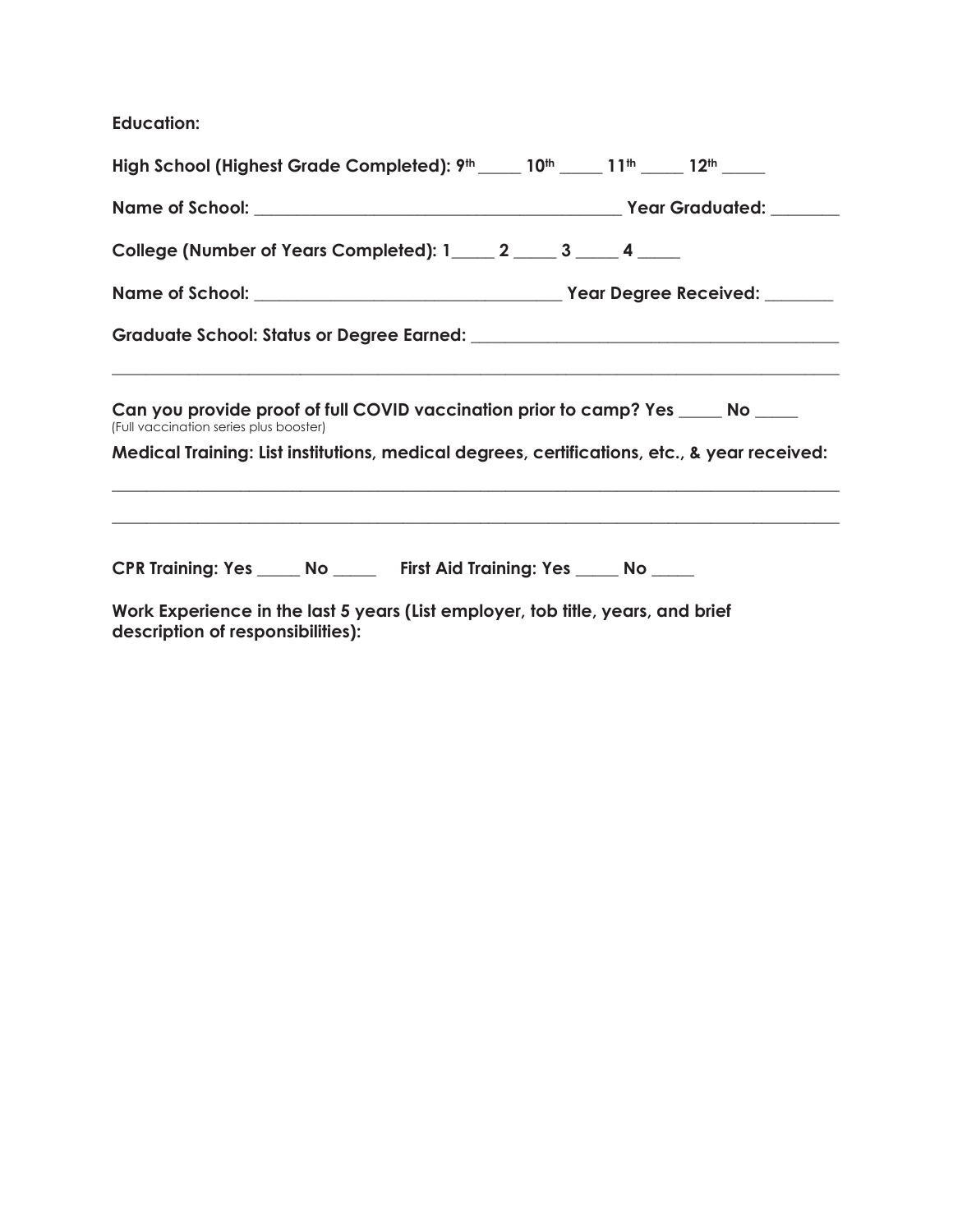**Education:**

**High School (Highest Grade Completed): 9th _____ 10th _____ 11th _____ 12th _____**

**Name of School: ___________________________________________ Year Graduated: ________**

**College (Number of Years Completed): 1_____ 2 _____ 3 _____ 4 _____**

**Name of School: ___________________________________ Year Degree Received: ________**

**Graduate School: Status or Degree Earned: ___________________________________________**

_____________________________________________________________________________________

**Can you provide proof of full COVID vaccination prior to camp? Yes _____ No _____**
(Full vaccination series plus booster)

**Medical Training: List institutions, medical degrees, certifications, etc., & year received:**

_____________________________________________________________________________________

_____________________________________________________________________________________

**CPR Training: Yes _____ No _____ First Aid Training: Yes _____ No _____**

**Work Experience in the last 5 years (List employer, tob title, years, and brief description of responsibilities):**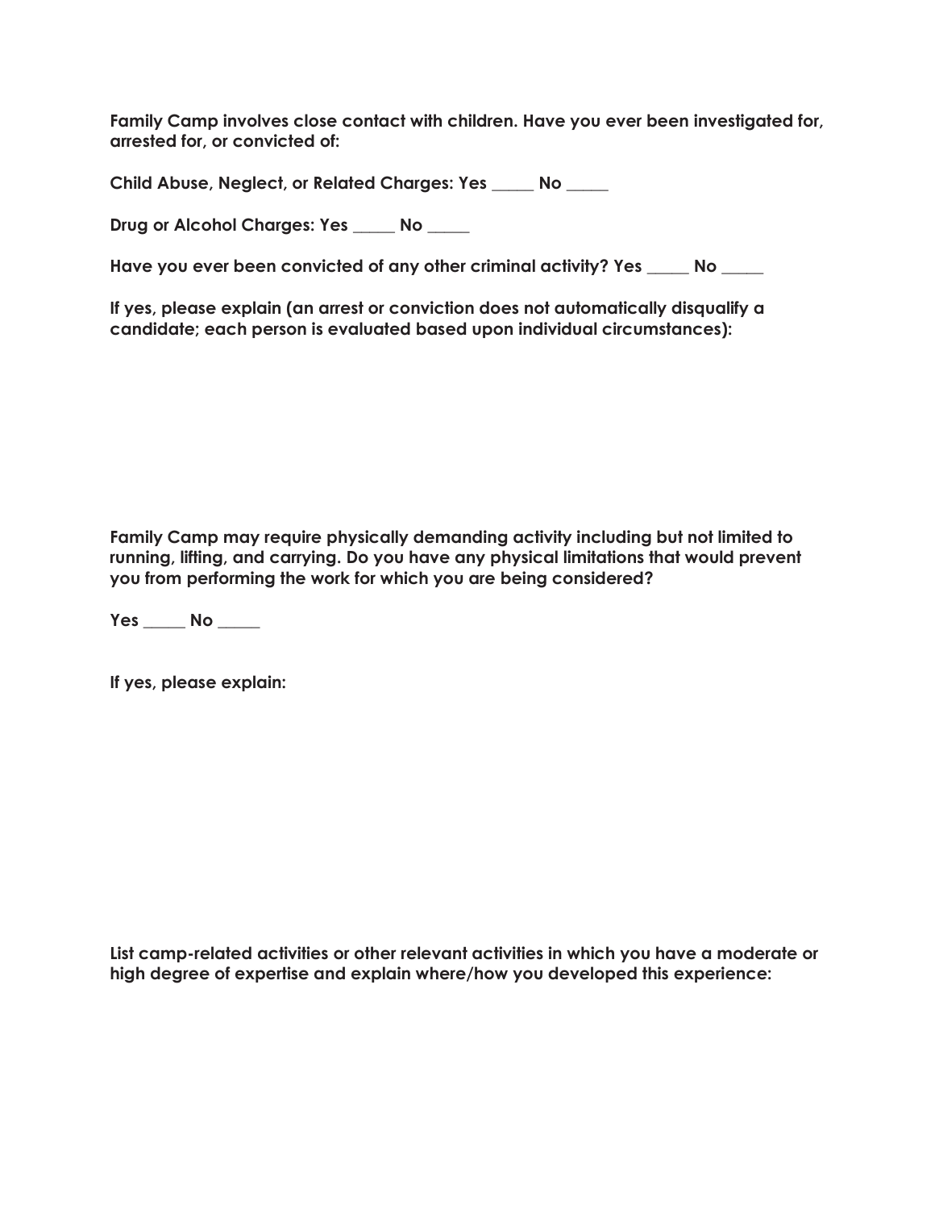**Family Camp involves close contact with children. Have you ever been investigated for, arrested for, or convicted of:**

**Child Abuse, Neglect, or Related Charges: Yes _____ No _____**

**Drug or Alcohol Charges: Yes _____ No _____**

**Have you ever been convicted of any other criminal activity? Yes _____ No _____**

**If yes, please explain (an arrest or conviction does not automatically disqualify a candidate; each person is evaluated based upon individual circumstances):**

**Family Camp may require physically demanding activity including but not limited to running, lifting, and carrying. Do you have any physical limitations that would prevent you from performing the work for which you are being considered?**

**Yes _____ No _____**

**If yes, please explain:**

**List camp-related activities or other relevant activities in which you have a moderate or high degree of expertise and explain where/how you developed this experience:**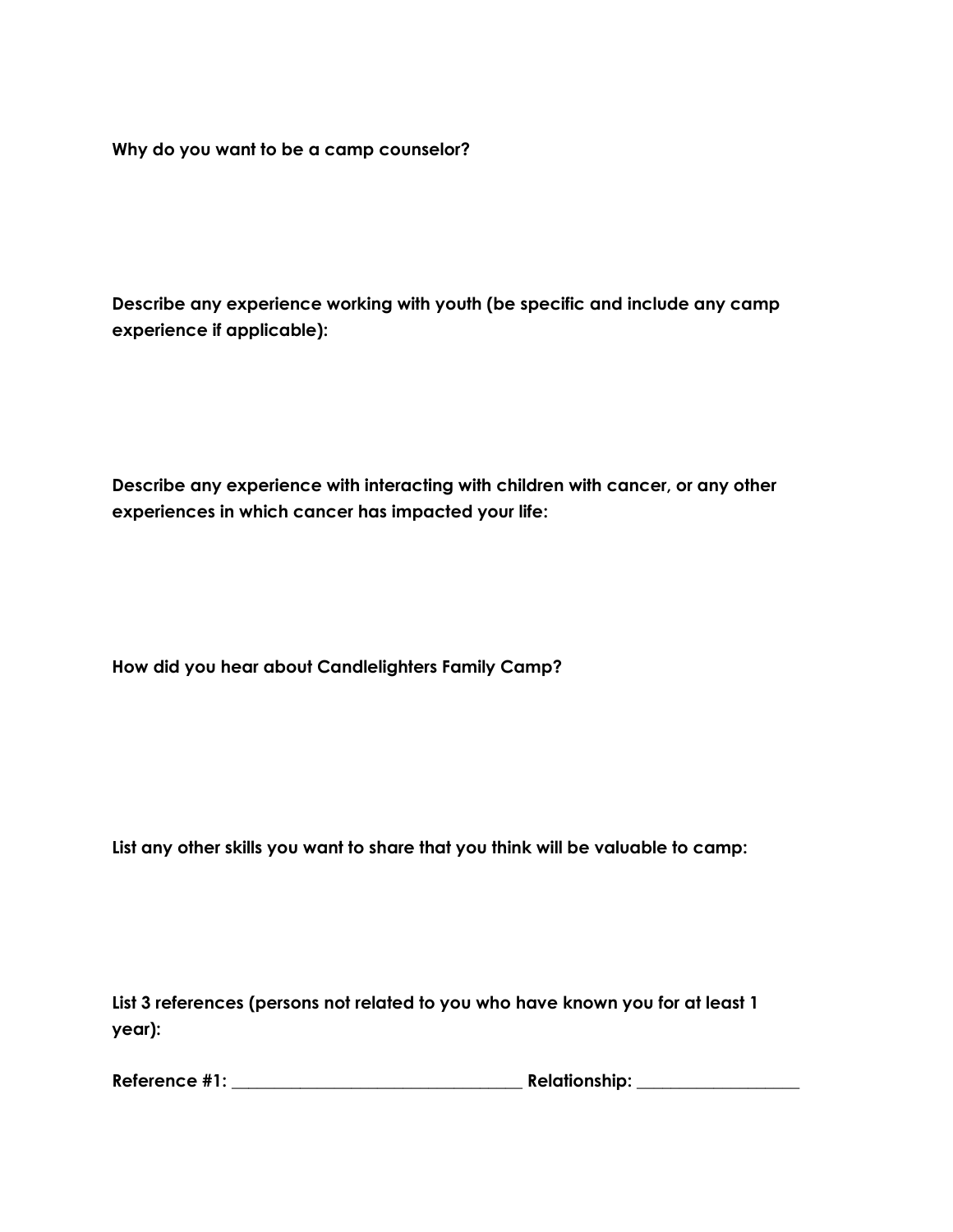**Why do you want to be a camp counselor?**

**Describe any experience working with youth (be specific and include any camp experience if applicable):**

**Describe any experience with interacting with children with cancer, or any other experiences in which cancer has impacted your life:**

**How did you hear about Candlelighters Family Camp?**

**List any other skills you want to share that you think will be valuable to camp:**

**List 3 references (persons not related to you who have known you for at least 1 year):**

**Reference #1: _________________________________ Relationship: __________________**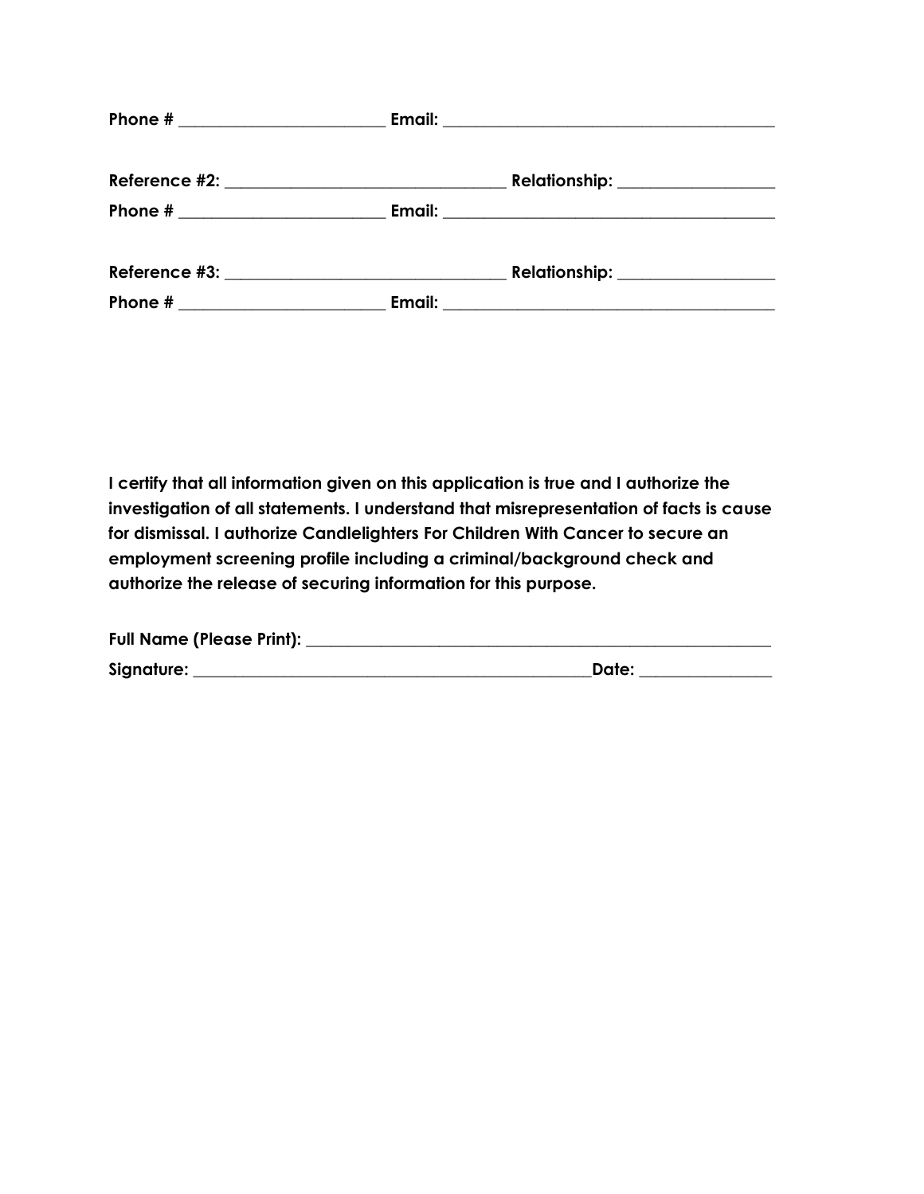**Phone # ________________________ Email: _______________________________________**

**Reference #2: ________________________________ Relationship: _________________**

**Phone # ________________________ Email: _______________________________________**

**Reference #3: ________________________________ Relationship: _________________**

**Phone # ________________________ Email: _______________________________________**

**I certify that all information given on this application is true and I authorize the investigation of all statements. I understand that misrepresentation of facts is cause for dismissal. I authorize Candlelighters For Children With Cancer to secure an employment screening profile including a criminal/background check and authorize the release of securing information for this purpose.**

**Full Name (Please Print): ______________________________________________________**

**Signature: ______________________________________________Date: _______________**